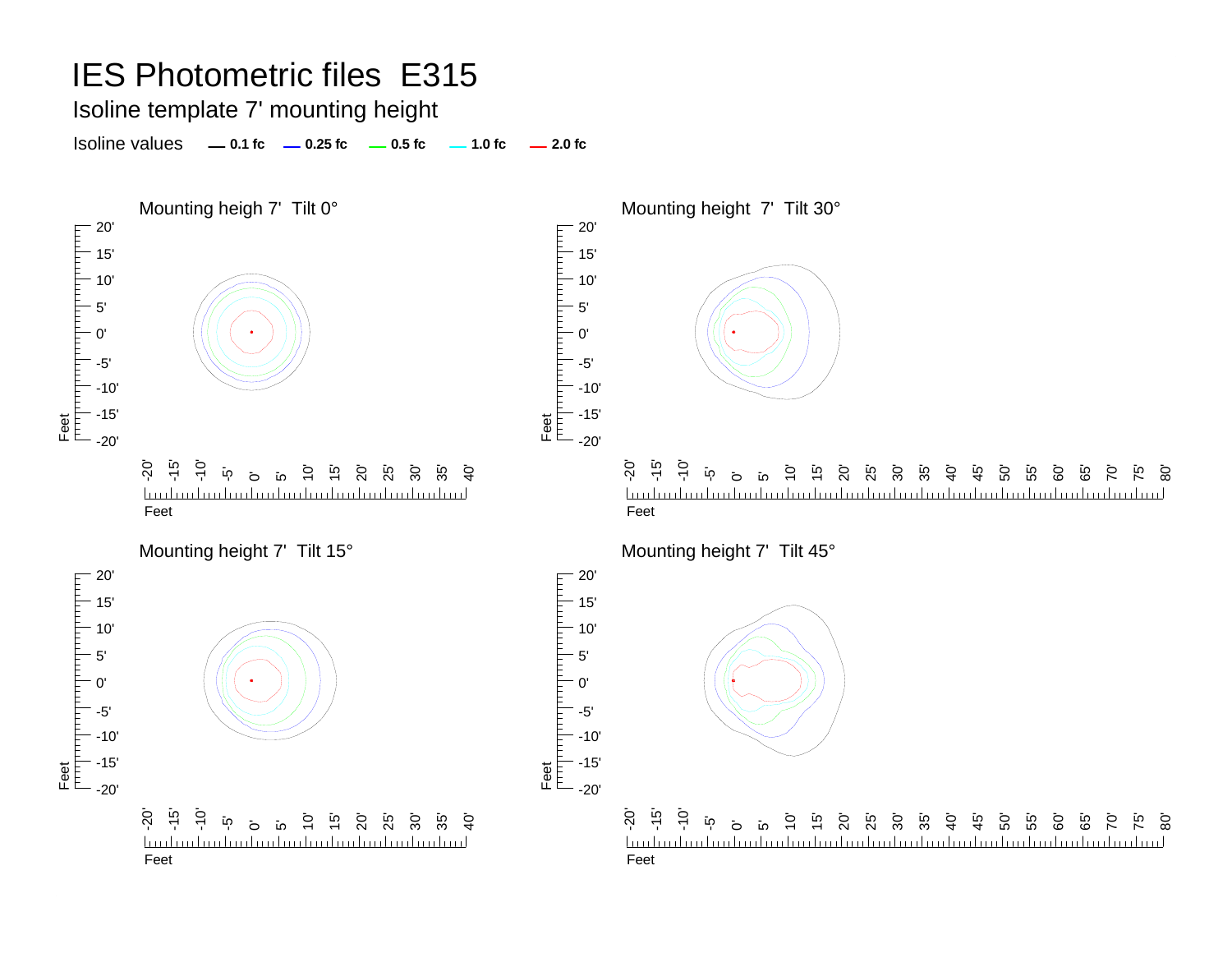# IES Photometric files  E315

## Isoline template 7' mounting height

Isoline values — 0.1 fc — 0.25 fc — 0.5 fc — 1.0 fc — 2.0 fc

Mounting heigh 7'  Tilt 0°

Mounting height  7'  Tilt 30°

Mounting height 7'  Tilt 15°

Mounting height 7'  Tilt 45°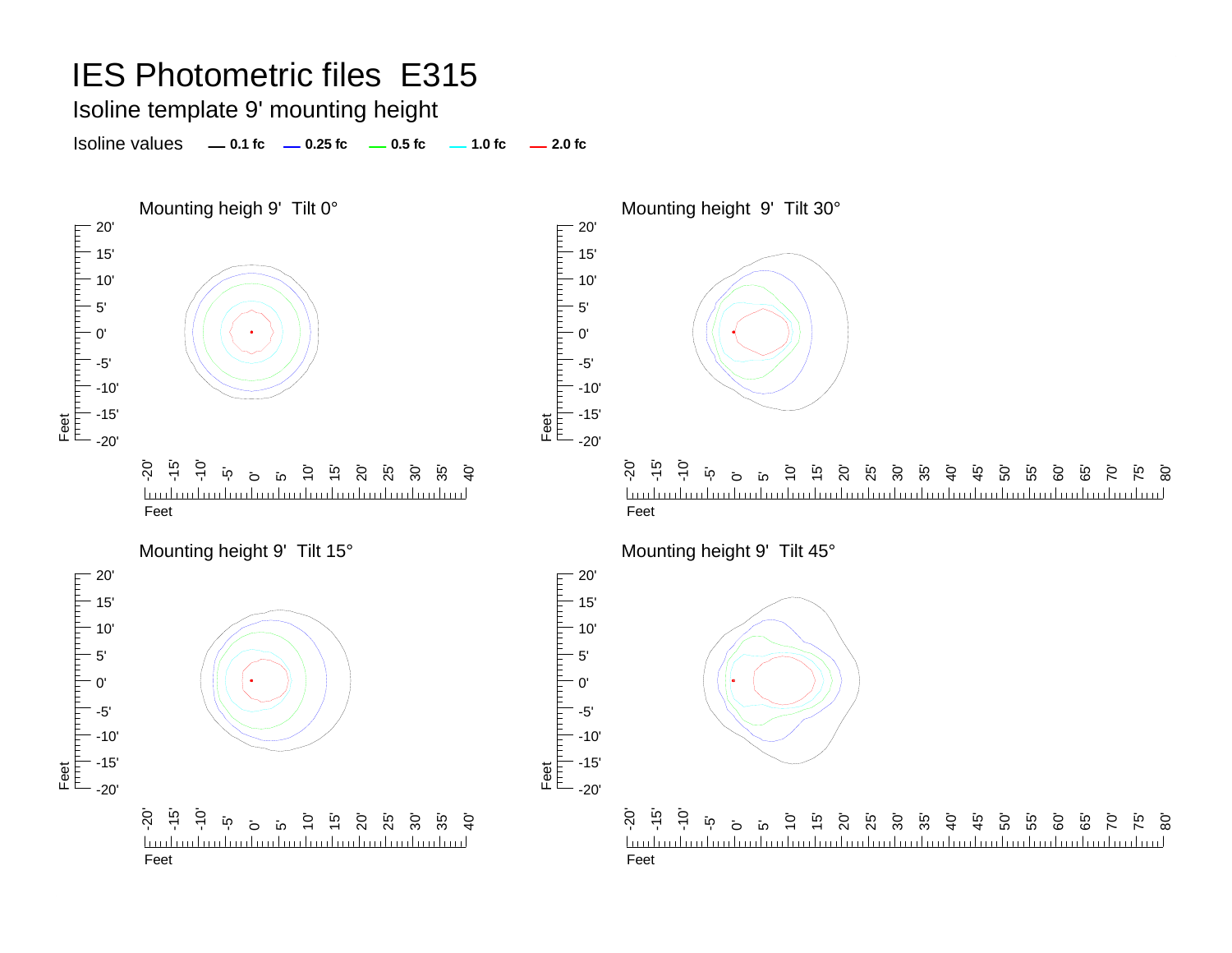# IES Photometric files E315

## Isoline template 9' mounting height

Isoline values — 0.1 fc — 0.25 fc — 0.5 fc — 1.0 fc — 2.0 fc

Mounting heigh 9' Tilt 0°

Mounting height 9' Tilt 30°

Mounting height 9' Tilt 15°

Mounting height 9' Tilt 45°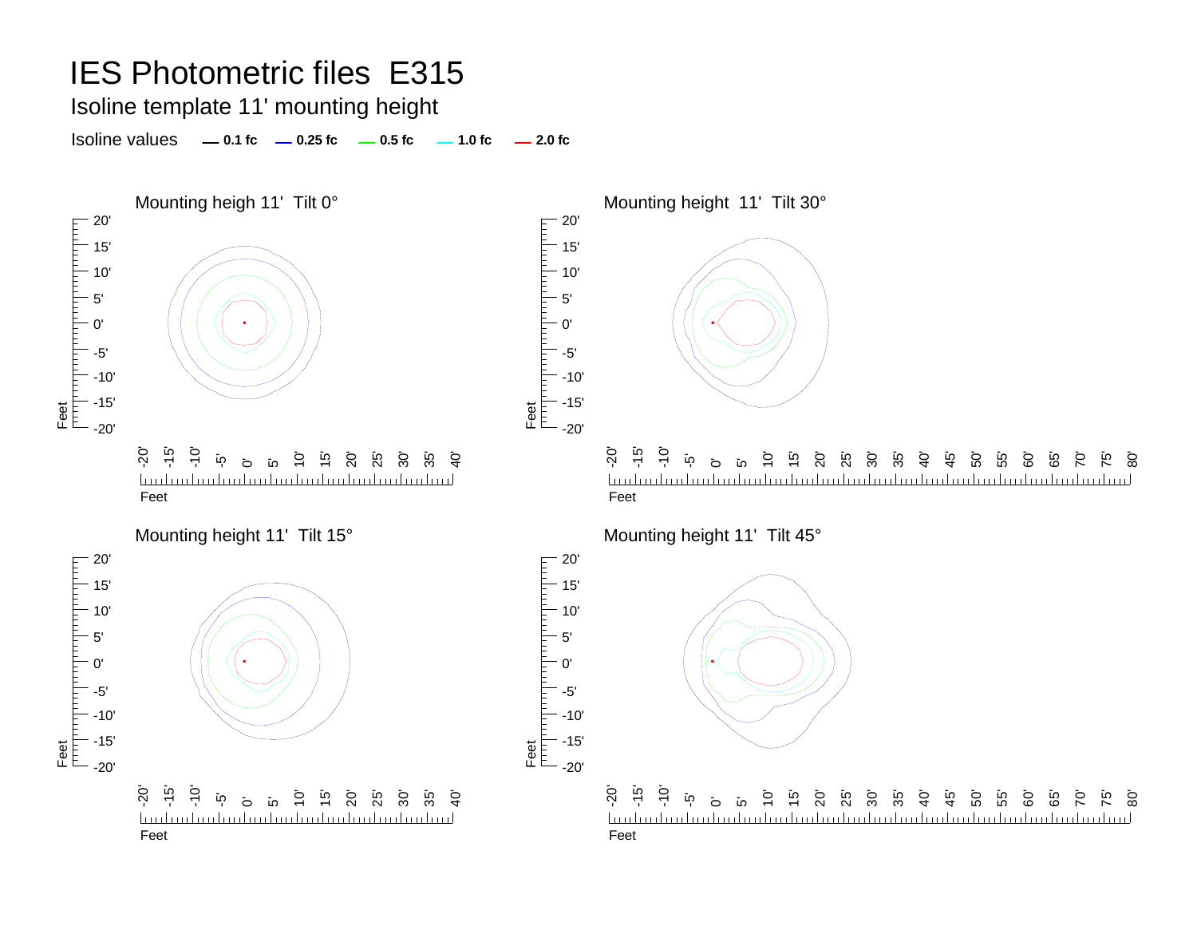# IES Photometric files E315

## Isoline template 11' mounting height

Isoline values — 0.1 fc — 0.25 fc — 0.5 fc — 1.0 fc — 2.0 fc

Mounting heigh 11' Tilt 0°

Mounting height 11' Tilt 30°

Mounting height 11' Tilt 15°

Mounting height 11' Tilt 45°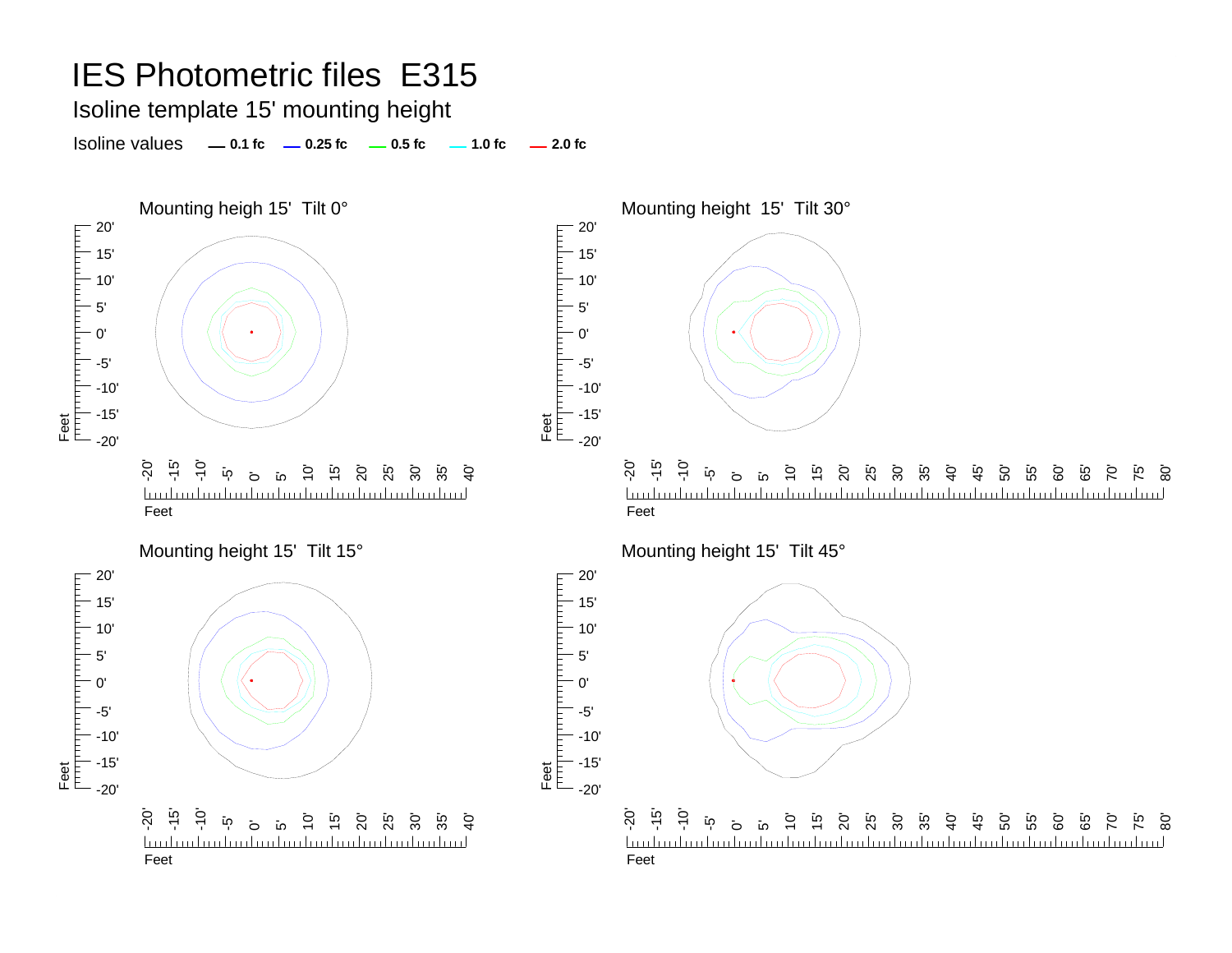# IES Photometric files E315

## Isoline template 15' mounting height

Isoline values — 0.1 fc — 0.25 fc — 0.5 fc — 1.0 fc — 2.0 fc

### Mounting heigh 15' Tilt 0°

### Mounting height 15' Tilt 30°

### Mounting height 15' Tilt 15°

### Mounting height 15' Tilt 45°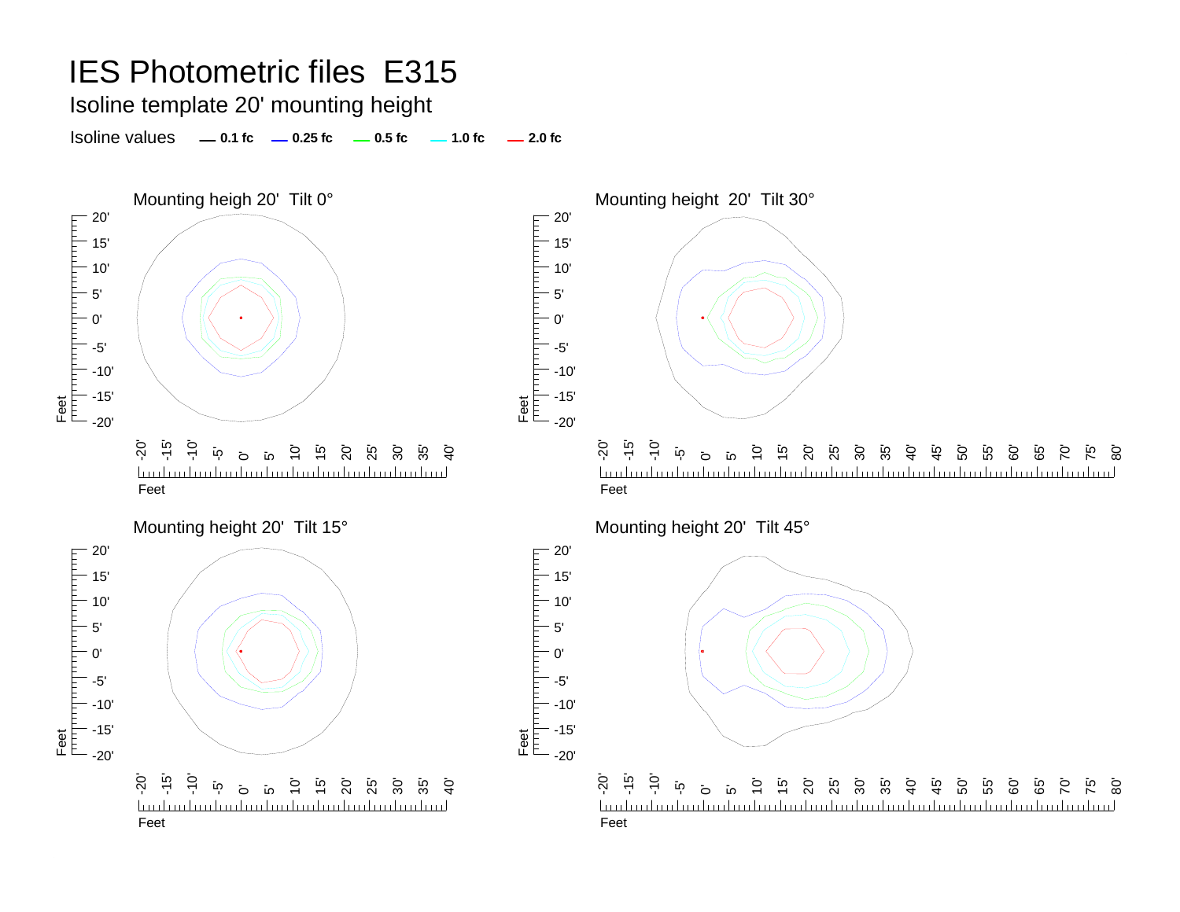# IES Photometric files E315

## Isoline template 20' mounting height

Isoline values — 0.1 fc — 0.25 fc — 0.5 fc — 1.0 fc — 2.0 fc

Mounting heigh 20' Tilt 0°

Mounting height 20' Tilt 30°

Mounting height 20' Tilt 15°

Mounting height 20' Tilt 45°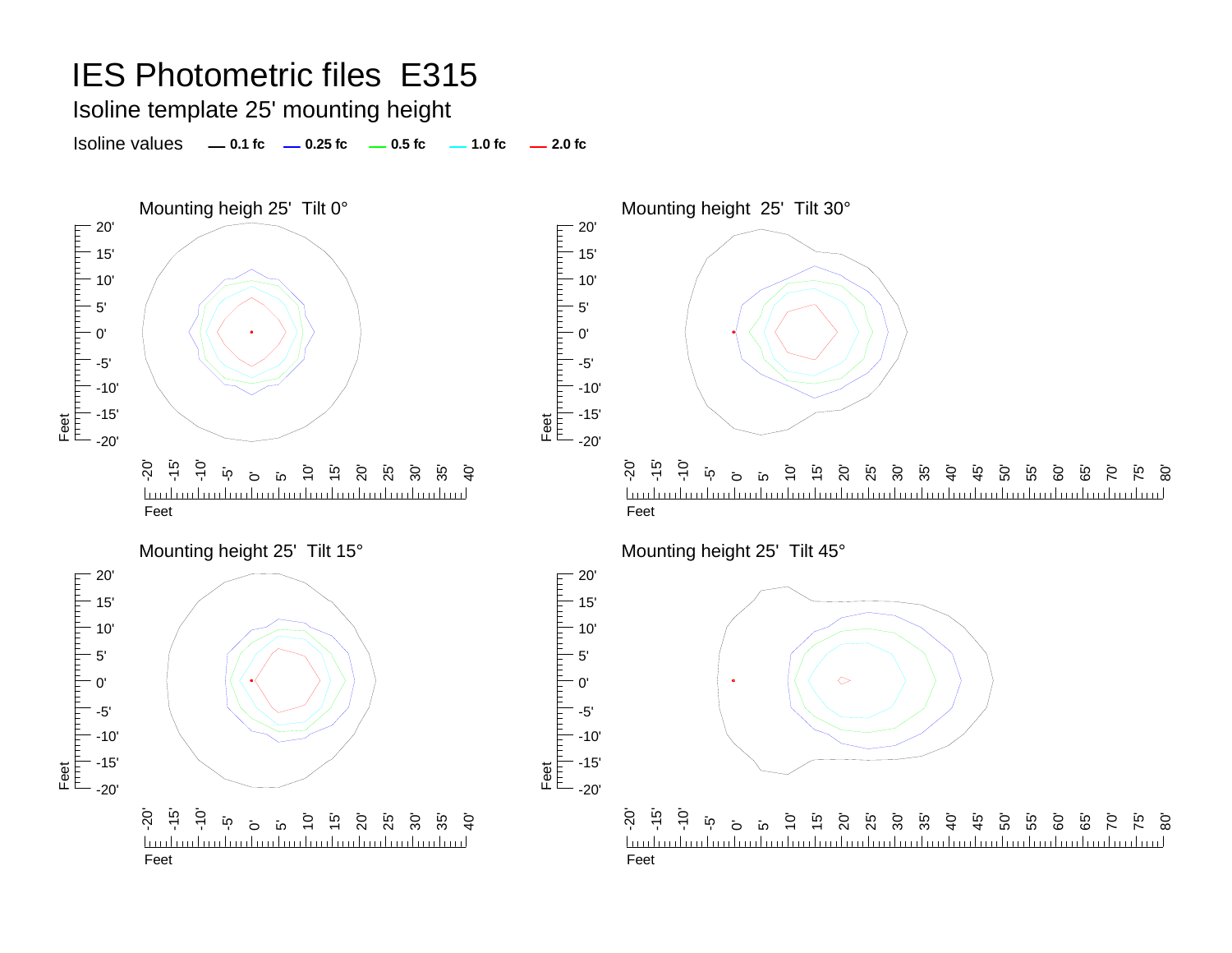# IES Photometric files E315

## Isoline template 25' mounting height

Isoline values — 0.1 fc — 0.25 fc — 0.5 fc — 1.0 fc — 2.0 fc

### Mounting heigh 25' Tilt 0°

### Mounting height 25' Tilt 30°

### Mounting height 25' Tilt 15°

### Mounting height 25' Tilt 45°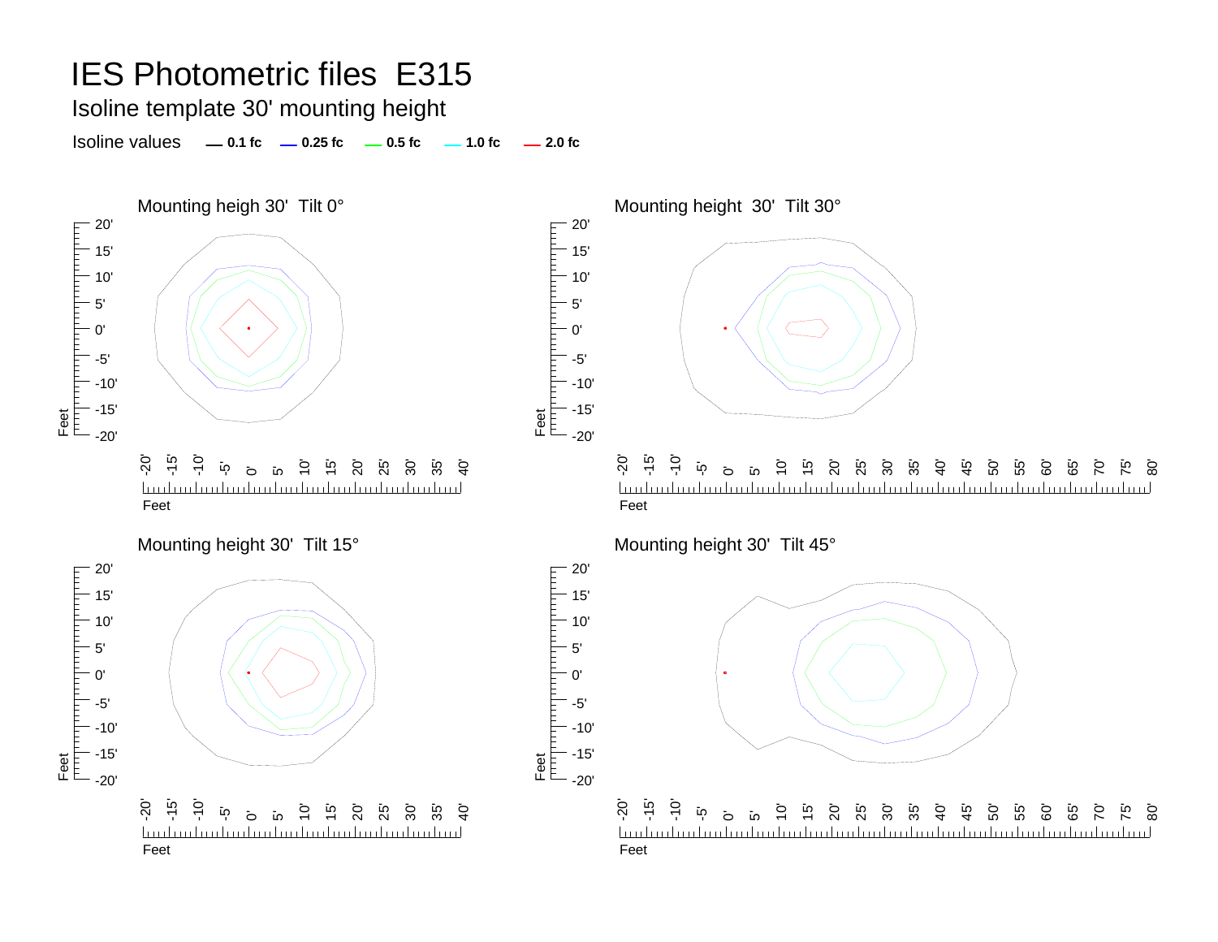# IES Photometric files E315

## Isoline template 30' mounting height

Isoline values — 0.1 fc — 0.25 fc — 0.5 fc — 1.0 fc — 2.0 fc

Mounting heigh 30' Tilt 0°

20' 15' 10' 5' 0' -5' -10' -15' -20'

Feet

-20' -15' -10' -5' 0' 5' 10' 15' 20' 25' 30' 35' 40'

Feet

Mounting height 30' Tilt 30°

20' 15' 10' 5' 0' -5' -10' -15' -20'

Feet

-20' -15' -10' -5' 0' 5' 10' 15' 20' 25' 30' 35' 40' 45' 50' 55' 60' 65' 70' 75' 80'

Feet

Mounting height 30' Tilt 15°

20' 15' 10' 5' 0' -5' -10' -15' -20'

Feet

-20' -15' -10' -5' 0' 5' 10' 15' 20' 25' 30' 35' 40'

Feet

Mounting height 30' Tilt 45°

20' 15' 10' 5' 0' -5' -10' -15' -20'

Feet

-20' -15' -10' -5' 0' 5' 10' 15' 20' 25' 30' 35' 40' 45' 50' 55' 60' 65' 70' 75' 80'

Feet